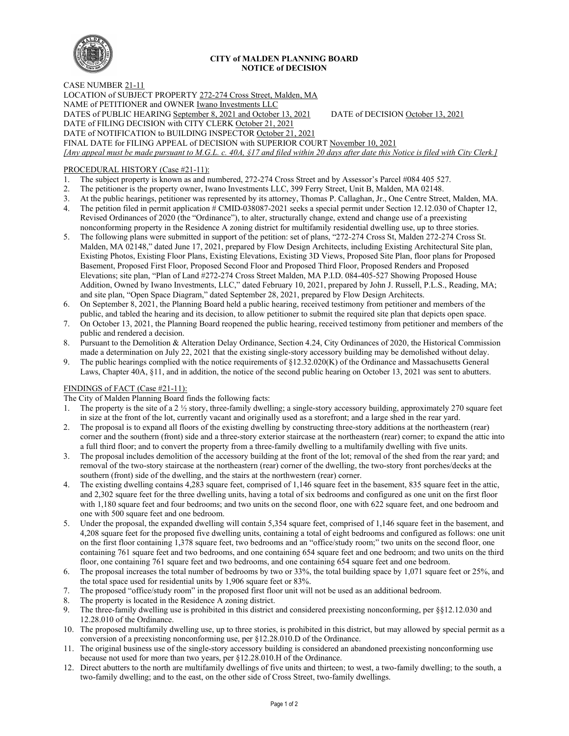**CITY of MALDEN PLANNING BOARD**
**NOTICE of DECISION**

CASE NUMBER 21-11
LOCATION of SUBJECT PROPERTY 272-274 Cross Street, Malden, MA
NAME of PETITIONER and OWNER Iwano Investments LLC
DATES of PUBLIC HEARING September 8, 2021 and October 13, 2021 DATE of DECISION October 13, 2021
DATE of FILING DECISION with CITY CLERK October 21, 2021
DATE of NOTIFICATION to BUILDING INSPECTOR October 21, 2021
FINAL DATE for FILING APPEAL of DECISION with SUPERIOR COURT November 10, 2021
*[Any appeal must be made pursuant to M.G.L. c. 40A, §17 and filed within 20 days after date this Notice is filed with City Clerk.]*

PROCEDURAL HISTORY (Case #21-11):

1. The subject property is known as and numbered, 272-274 Cross Street and by Assessor's Parcel #084 405 527.
2. The petitioner is the property owner, Iwano Investments LLC, 399 Ferry Street, Unit B, Malden, MA 02148.
3. At the public hearings, petitioner was represented by its attorney, Thomas P. Callaghan, Jr., One Centre Street, Malden, MA.
4. The petition filed in permit application # CMID-038087-2021 seeks a special permit under Section 12.12.030 of Chapter 12, Revised Ordinances of 2020 (the "Ordinance"), to alter, structurally change, extend and change use of a preexisting nonconforming property in the Residence A zoning district for multifamily residential dwelling use, up to three stories.
5. The following plans were submitted in support of the petition: set of plans, "272-274 Cross St, Malden 272-274 Cross St. Malden, MA 02148," dated June 17, 2021, prepared by Flow Design Architects, including Existing Architectural Site plan, Existing Photos, Existing Floor Plans, Existing Elevations, Existing 3D Views, Proposed Site Plan, floor plans for Proposed Basement, Proposed First Floor, Proposed Second Floor and Proposed Third Floor, Proposed Renders and Proposed Elevations; site plan, "Plan of Land #272-274 Cross Street Malden, MA P.I.D. 084-405-527 Showing Proposed House Addition, Owned by Iwano Investments, LLC," dated February 10, 2021, prepared by John J. Russell, P.L.S., Reading, MA; and site plan, "Open Space Diagram," dated September 28, 2021, prepared by Flow Design Architects.
6. On September 8, 2021, the Planning Board held a public hearing, received testimony from petitioner and members of the public, and tabled the hearing and its decision, to allow petitioner to submit the required site plan that depicts open space.
7. On October 13, 2021, the Planning Board reopened the public hearing, received testimony from petitioner and members of the public and rendered a decision.
8. Pursuant to the Demolition & Alteration Delay Ordinance, Section 4.24, City Ordinances of 2020, the Historical Commission made a determination on July 22, 2021 that the existing single-story accessory building may be demolished without delay.
9. The public hearings complied with the notice requirements of §12.32.020(K) of the Ordinance and Massachusetts General Laws, Chapter 40A, §11, and in addition, the notice of the second public hearing on October 13, 2021 was sent to abutters.

FINDINGS of FACT (Case #21-11):

The City of Malden Planning Board finds the following facts:

1. The property is the site of a 2 ½ story, three-family dwelling; a single-story accessory building, approximately 270 square feet in size at the front of the lot, currently vacant and originally used as a storefront; and a large shed in the rear yard.
2. The proposal is to expand all floors of the existing dwelling by constructing three-story additions at the northeastern (rear) corner and the southern (front) side and a three-story exterior staircase at the northeastern (rear) corner; to expand the attic into a full third floor; and to convert the property from a three-family dwelling to a multifamily dwelling with five units.
3. The proposal includes demolition of the accessory building at the front of the lot; removal of the shed from the rear yard; and removal of the two-story staircase at the northeastern (rear) corner of the dwelling, the two-story front porches/decks at the southern (front) side of the dwelling, and the stairs at the northwestern (rear) corner.
4. The existing dwelling contains 4,283 square feet, comprised of 1,146 square feet in the basement, 835 square feet in the attic, and 2,302 square feet for the three dwelling units, having a total of six bedrooms and configured as one unit on the first floor with 1,180 square feet and four bedrooms; and two units on the second floor, one with 622 square feet, and one bedroom and one with 500 square feet and one bedroom.
5. Under the proposal, the expanded dwelling will contain 5,354 square feet, comprised of 1,146 square feet in the basement, and 4,208 square feet for the proposed five dwelling units, containing a total of eight bedrooms and configured as follows: one unit on the first floor containing 1,378 square feet, two bedrooms and an "office/study room;" two units on the second floor, one containing 761 square feet and two bedrooms, and one containing 654 square feet and one bedroom; and two units on the third floor, one containing 761 square feet and two bedrooms, and one containing 654 square feet and one bedroom.
6. The proposal increases the total number of bedrooms by two or 33%, the total building space by 1,071 square feet or 25%, and the total space used for residential units by 1,906 square feet or 83%.
7. The proposed "office/study room" in the proposed first floor unit will not be used as an additional bedroom.
8. The property is located in the Residence A zoning district.
9. The three-family dwelling use is prohibited in this district and considered preexisting nonconforming, per §§12.12.030 and 12.28.010 of the Ordinance.
10. The proposed multifamily dwelling use, up to three stories, is prohibited in this district, but may allowed by special permit as a conversion of a preexisting nonconforming use, per §12.28.010.D of the Ordinance.
11. The original business use of the single-story accessory building is considered an abandoned preexisting nonconforming use because not used for more than two years, per §12.28.010.H of the Ordinance.
12. Direct abutters to the north are multifamily dwellings of five units and thirteen; to west, a two-family dwelling; to the south, a two-family dwelling; and to the east, on the other side of Cross Street, two-family dwellings.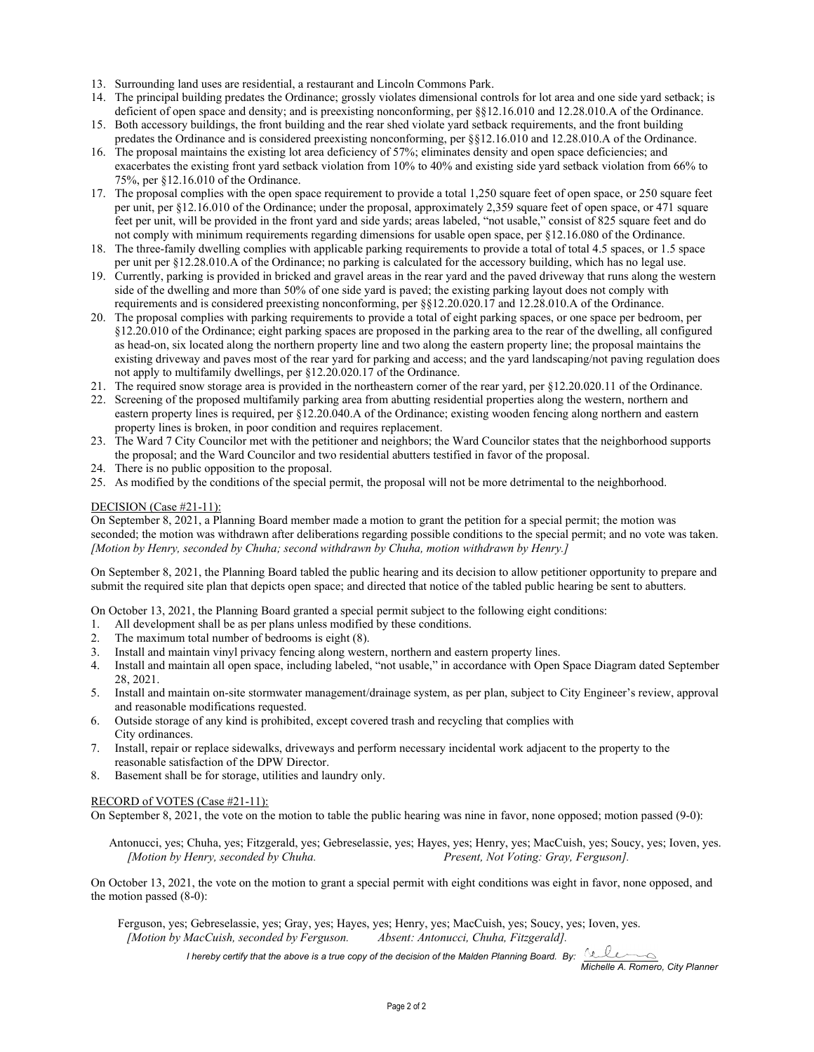13. Surrounding land uses are residential, a restaurant and Lincoln Commons Park.
14. The principal building predates the Ordinance; grossly violates dimensional controls for lot area and one side yard setback; is deficient of open space and density; and is preexisting nonconforming, per §§12.16.010 and 12.28.010.A of the Ordinance.
15. Both accessory buildings, the front building and the rear shed violate yard setback requirements, and the front building predates the Ordinance and is considered preexisting nonconforming, per §§12.16.010 and 12.28.010.A of the Ordinance.
16. The proposal maintains the existing lot area deficiency of 57%; eliminates density and open space deficiencies; and exacerbates the existing front yard setback violation from 10% to 40% and existing side yard setback violation from 66% to 75%, per §12.16.010 of the Ordinance.
17. The proposal complies with the open space requirement to provide a total 1,250 square feet of open space, or 250 square feet per unit, per §12.16.010 of the Ordinance; under the proposal, approximately 2,359 square feet of open space, or 471 square feet per unit, will be provided in the front yard and side yards; areas labeled, "not usable," consist of 825 square feet and do not comply with minimum requirements regarding dimensions for usable open space, per §12.16.080 of the Ordinance.
18. The three-family dwelling complies with applicable parking requirements to provide a total of total 4.5 spaces, or 1.5 space per unit per §12.28.010.A of the Ordinance; no parking is calculated for the accessory building, which has no legal use.
19. Currently, parking is provided in bricked and gravel areas in the rear yard and the paved driveway that runs along the western side of the dwelling and more than 50% of one side yard is paved; the existing parking layout does not comply with requirements and is considered preexisting nonconforming, per §§12.20.020.17 and 12.28.010.A of the Ordinance.
20. The proposal complies with parking requirements to provide a total of eight parking spaces, or one space per bedroom, per §12.20.010 of the Ordinance; eight parking spaces are proposed in the parking area to the rear of the dwelling, all configured as head-on, six located along the northern property line and two along the eastern property line; the proposal maintains the existing driveway and paves most of the rear yard for parking and access; and the yard landscaping/not paving regulation does not apply to multifamily dwellings, per §12.20.020.17 of the Ordinance.
21. The required snow storage area is provided in the northeastern corner of the rear yard, per §12.20.020.11 of the Ordinance.
22. Screening of the proposed multifamily parking area from abutting residential properties along the western, northern and eastern property lines is required, per §12.20.040.A of the Ordinance; existing wooden fencing along northern and eastern property lines is broken, in poor condition and requires replacement.
23. The Ward 7 City Councilor met with the petitioner and neighbors; the Ward Councilor states that the neighborhood supports the proposal; and the Ward Councilor and two residential abutters testified in favor of the proposal.
24. There is no public opposition to the proposal.
25. As modified by the conditions of the special permit, the proposal will not be more detrimental to the neighborhood.

DECISION (Case #21-11):

On September 8, 2021, a Planning Board member made a motion to grant the petition for a special permit; the motion was seconded; the motion was withdrawn after deliberations regarding possible conditions to the special permit; and no vote was taken. *[Motion by Henry, seconded by Chuha; second withdrawn by Chuha, motion withdrawn by Henry.]*

On September 8, 2021, the Planning Board tabled the public hearing and its decision to allow petitioner opportunity to prepare and submit the required site plan that depicts open space; and directed that notice of the tabled public hearing be sent to abutters.

On October 13, 2021, the Planning Board granted a special permit subject to the following eight conditions:

1. All development shall be as per plans unless modified by these conditions.
2. The maximum total number of bedrooms is eight (8).
3. Install and maintain vinyl privacy fencing along western, northern and eastern property lines.
4. Install and maintain all open space, including labeled, "not usable," in accordance with Open Space Diagram dated September 28, 2021.
5. Install and maintain on-site stormwater management/drainage system, as per plan, subject to City Engineer's review, approval and reasonable modifications requested.
6. Outside storage of any kind is prohibited, except covered trash and recycling that complies with City ordinances.
7. Install, repair or replace sidewalks, driveways and perform necessary incidental work adjacent to the property to the reasonable satisfaction of the DPW Director.
8. Basement shall be for storage, utilities and laundry only.

RECORD of VOTES (Case #21-11):

On September 8, 2021, the vote on the motion to table the public hearing was nine in favor, none opposed; motion passed (9-0):

Antonucci, yes; Chuha, yes; Fitzgerald, yes; Gebreselassie, yes; Hayes, yes; Henry, yes; MacCuish, yes; Soucy, yes; Ioven, yes.
*[Motion by Henry, seconded by Chuha. Present, Not Voting: Gray, Ferguson].*

On October 13, 2021, the vote on the motion to grant a special permit with eight conditions was eight in favor, none opposed, and the motion passed (8-0):

Ferguson, yes; Gebreselassie, yes; Gray, yes; Hayes, yes; Henry, yes; MacCuish, yes; Soucy, yes; Ioven, yes.
*[Motion by MacCuish, seconded by Ferguson. Absent: Antonucci, Chuha, Fitzgerald].*

*I hereby certify that the above is a true copy of the decision of the Malden Planning Board. By:*
*Michelle A. Romero, City Planner*